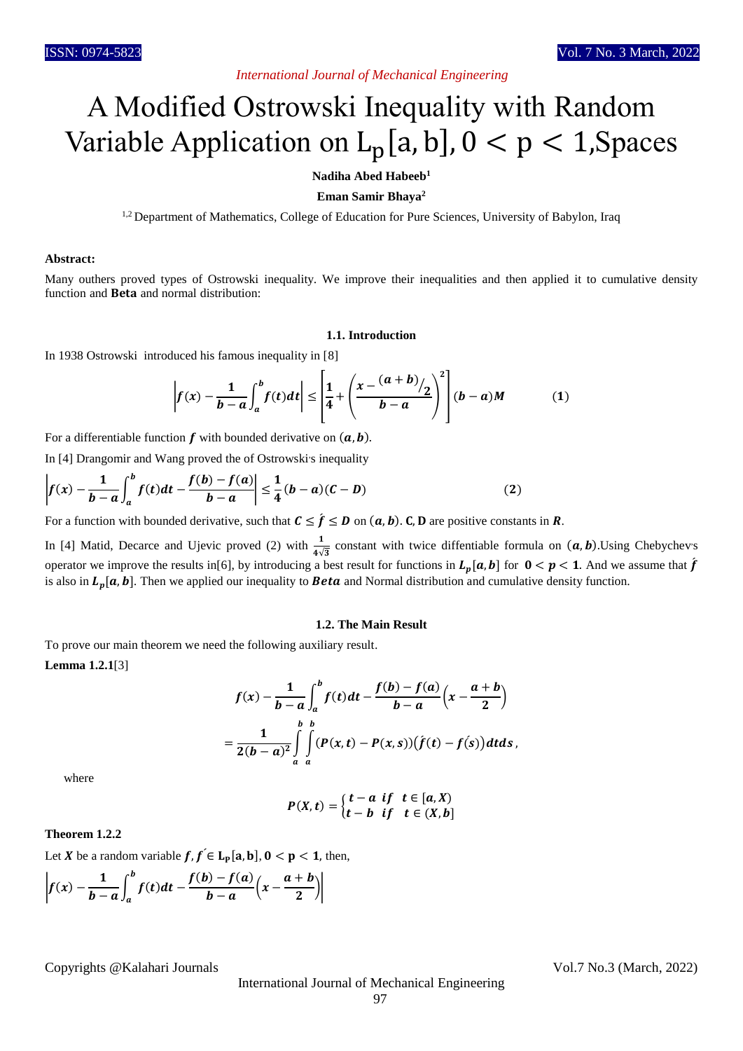*International Journal of Mechanical Engineering*

# A Modified Ostrowski Inequality with Random Variable Application on $L_p[a,b], 0 < p < 1$,Spaces

**Nadiha Abed Habeeb**[1]

**Eman Samir Bhaya**[2]

[1,2] Department of Mathematics, College of Education for Pure Sciences, University of Babylon, Iraq

**Abstract:**

Many outhers proved types of Ostrowski inequality. We improve their inequalities and then applied it to cumulative density function and **Beta** and normal distribution:

### 1.1. Introduction

In 1938 Ostrowski introduced his famous inequality in [8]

$$\left|f(x) - \frac{1}{b-a}\int_a^b f(t)dt\right| \le \left[\frac{1}{4} + \left(\frac{x - {(a+b)}/{2}}{b-a}\right)^2\right](b-a)M \qquad (1)$$

For a differentiable function $f$ with bounded derivative on $(a,b)$.

In [4] Drangomir and Wang proved the of Ostrowski's inequality

$$\left|f(x) - \frac{1}{b-a}\int_a^b f(t)dt - \frac{f(b)-f(a)}{b-a}\right| \le \frac{1}{4}(b-a)(C-D) \qquad (2)$$

For a function with bounded derivative, such that $C \le f' \le D$ on $(a,b)$. $C, D$ are positive constants in $R$.

In [4] Matid, Decarce and Ujevic proved (2) with $\frac{1}{4\sqrt{3}}$ constant with twice diffentiable formula on $(a,b)$.Using Chebychev's operator we improve the results in[6], by introducing a best result for functions in $L_p[a,b]$ for $0 < p < 1$. And we assume that $f'$ is also in $L_p[a,b]$. Then we applied our inequality to $Beta$ and Normal distribution and cumulative density function.

### 1.2. The Main Result

To prove our main theorem we need the following auxiliary result.

**Lemma 1.2.1**[3]

$$f(x) - \frac{1}{b-a}\int_a^b f(t)dt - \frac{f(b)-f(a)}{b-a}\left(x - \frac{a+b}{2}\right)$$
$$= \frac{1}{2(b-a)^2}\int_a^b\int_a^b (P(x,t) - P(x,s))\big(f'(t) - f'(s)\big)dtds,$$

where

$$P(X,t) = \begin{cases} t-a & if \quad t \in [a,X) \\ t-b & if \quad t \in (X,b] \end{cases}$$

**Theorem 1.2.2**

Let $X$ be a random variable $f, f' \in L_p[a,b], 0 < p < 1$, then,

$$\left|f(x) - \frac{1}{b-a}\int_a^b f(t)dt - \frac{f(b)-f(a)}{b-a}\left(x - \frac{a+b}{2}\right)\right|$$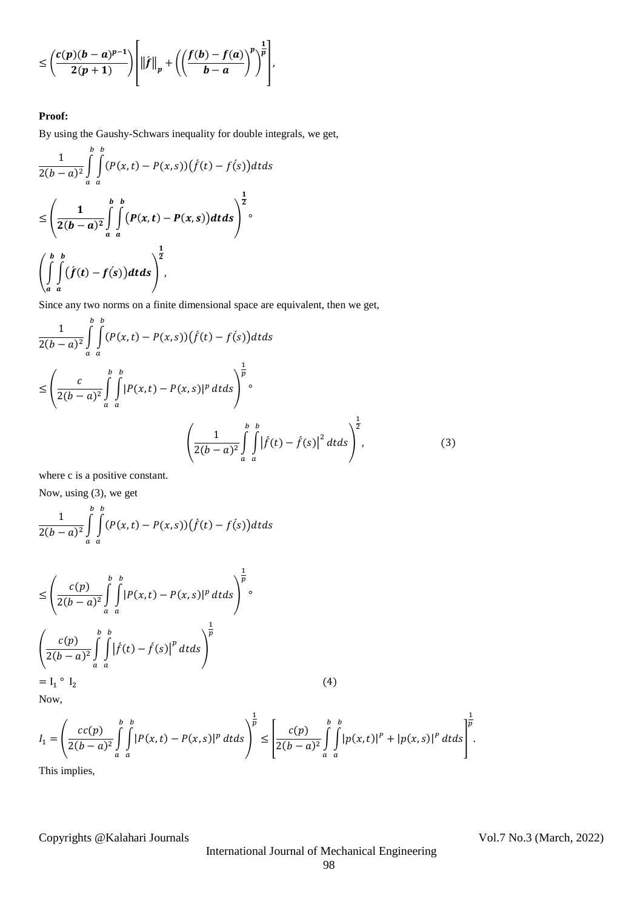$$\leq \left(\frac{c(p)(b-a)^{p-1}}{2(p+1)}\right)\left[\|\acute{f}\|_p + \left(\left(\frac{f(b)-f(a)}{b-a}\right)^p\right)^{\frac{1}{p}}\right],$$

**Proof:**

By using the Gaushy-Schwars inequality for double integrals, we get,

$$\frac{1}{2(b-a)^2}\int_a^b\int_a^b (P(x,t)-P(x,s))\big(\acute{f}(t)-\acute{f}(s)\big)dtds$$

$$\leq \left(\frac{1}{2(b-a)^2}\int_a^b\int_a^b \big(P(x,t)-P(x,s)\big)dtds\right)^{\frac{1}{2}} \circ$$

$$\left(\int_a^b\int_a^b \big(\acute{f}(t)-\acute{f}(s)\big)dtds\right)^{\frac{1}{2}},$$

Since any two norms on a finite dimensional space are equivalent, then we get,

$$\frac{1}{2(b-a)^2}\int_a^b\int_a^b (P(x,t)-P(x,s))\big(\acute{f}(t)-\acute{f}(s)\big)dtds$$

$$\leq \left(\frac{c}{2(b-a)^2}\int_a^b\int_a^b |P(x,t)-P(x,s)|^p\, dtds\right)^{\frac{1}{p}} \circ$$

$$\left(\frac{1}{2(b-a)^2}\int_a^b\int_a^b \left|\acute{f}(t)-\acute{f}(s)\right|^2 dtds\right)^{\frac{1}{2}}, \tag{3}$$

where c is a positive constant.

Now, using (3), we get

$$\frac{1}{2(b-a)^2}\int_a^b\int_a^b (P(x,t)-P(x,s))\big(\acute{f}(t)-\acute{f}(s)\big)dtds$$

$$\leq \left(\frac{c(p)}{2(b-a)^2}\int_a^b\int_a^b |P(x,t)-P(x,s)|^p\, dtds\right)^{\frac{1}{p}} \circ$$

$$\left(\frac{c(p)}{2(b-a)^2}\int_a^b\int_a^b \left|\acute{f}(t)-\acute{f}(s)\right|^p dtds\right)^{\frac{1}{p}}$$

$$= I_1 \circ I_2 \tag{4}$$

Now,

$$I_1 = \left(\frac{cc(p)}{2(b-a)^2}\int_a^b\int_a^b |P(x,t)-P(x,s)|^p\, dtds\right)^{\frac{1}{p}} \leq \left[\frac{c(p)}{2(b-a)^2}\int_a^b\int_a^b |p(x,t)|^P + |p(x,s)|^P\, dtds\right]^{\frac{1}{p}}.$$

This implies,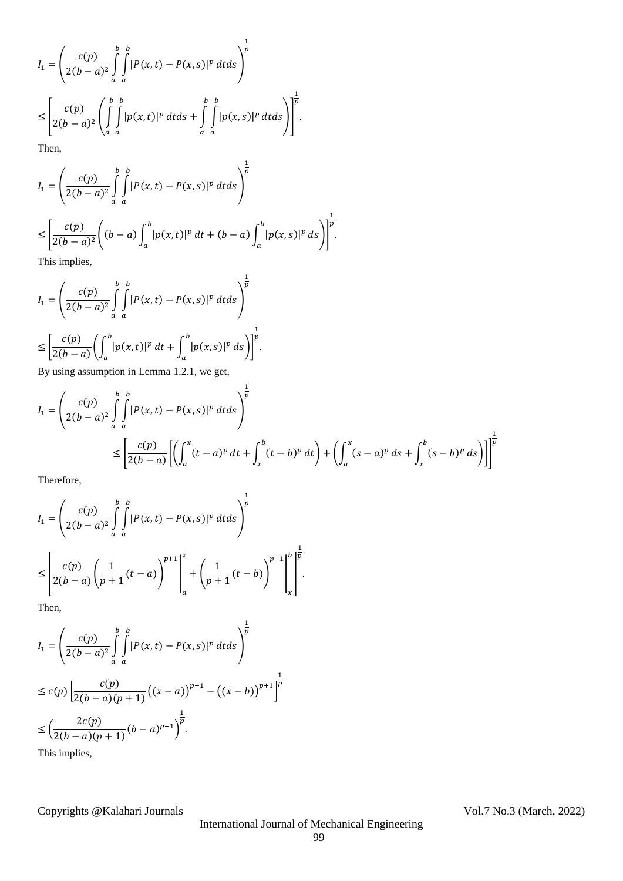$$I_1 = \left( \frac{c(p)}{2(b-a)^2} \int_a^b \int_a^b |P(x,t) - P(x,s)|^p \, dtds \right)^{\frac{1}{p}}$$

$$\leq \left[ \frac{c(p)}{2(b-a)^2} \left( \int_a^b \int_a^b |p(x,t)|^p \, dtds + \int_a^b \int_a^b |p(x,s)|^p \, dtds \right) \right]^{\frac{1}{p}}.$$

Then,

$$I_1 = \left( \frac{c(p)}{2(b-a)^2} \int_a^b \int_a^b |P(x,t) - P(x,s)|^p \, dtds \right)^{\frac{1}{p}}$$

$$\leq \left[ \frac{c(p)}{2(b-a)^2} \left( (b-a) \int_a^b |p(x,t)|^p \, dt + (b-a) \int_a^b |p(x,s)|^p \, ds \right) \right]^{\frac{1}{p}}.$$

This implies,

$$I_1 = \left( \frac{c(p)}{2(b-a)^2} \int_a^b \int_a^b |P(x,t) - P(x,s)|^p \, dtds \right)^{\frac{1}{p}}$$

$$\leq \left[ \frac{c(p)}{2(b-a)} \left( \int_a^b |p(x,t)|^p \, dt + \int_a^b |p(x,s)|^p \, ds \right) \right]^{\frac{1}{p}}.$$

By using assumption in Lemma 1.2.1, we get,

$$I_1 = \left( \frac{c(p)}{2(b-a)^2} \int_a^b \int_a^b |P(x,t) - P(x,s)|^p \, dtds \right)^{\frac{1}{p}}$$

$$\leq \left[ \frac{c(p)}{2(b-a)} \left[ \left( \int_a^x (t-a)^p \, dt + \int_x^b (t-b)^p \, dt \right) + \left( \int_a^x (s-a)^p \, ds + \int_x^b (s-b)^p \, ds \right) \right] \right]^{\frac{1}{p}}$$

Therefore,

$$I_1 = \left( \frac{c(p)}{2(b-a)^2} \int_a^b \int_a^b |P(x,t) - P(x,s)|^p \, dtds \right)^{\frac{1}{p}}$$

$$\leq \left[ \frac{c(p)}{2(b-a)} \left( \frac{1}{p+1}(t-a) \right)^{p+1} \Bigg|_a^x + \left( \frac{1}{p+1}(t-b) \right)^{p+1} \Bigg|_x^b \right]^{\frac{1}{p}}.$$

Then,

$$I_1 = \left( \frac{c(p)}{2(b-a)^2} \int_a^b \int_a^b |P(x,t) - P(x,s)|^p \, dtds \right)^{\frac{1}{p}}$$

$$\leq c(p) \left[ \frac{c(p)}{2(b-a)(p+1)} \left( (x-a) \right)^{p+1} - \left( (x-b) \right)^{p+1} \right]^{\frac{1}{p}}$$

$$\leq \left( \frac{2c(p)}{2(b-a)(p+1)} (b-a)^{p+1} \right)^{\frac{1}{p}}.$$

This implies,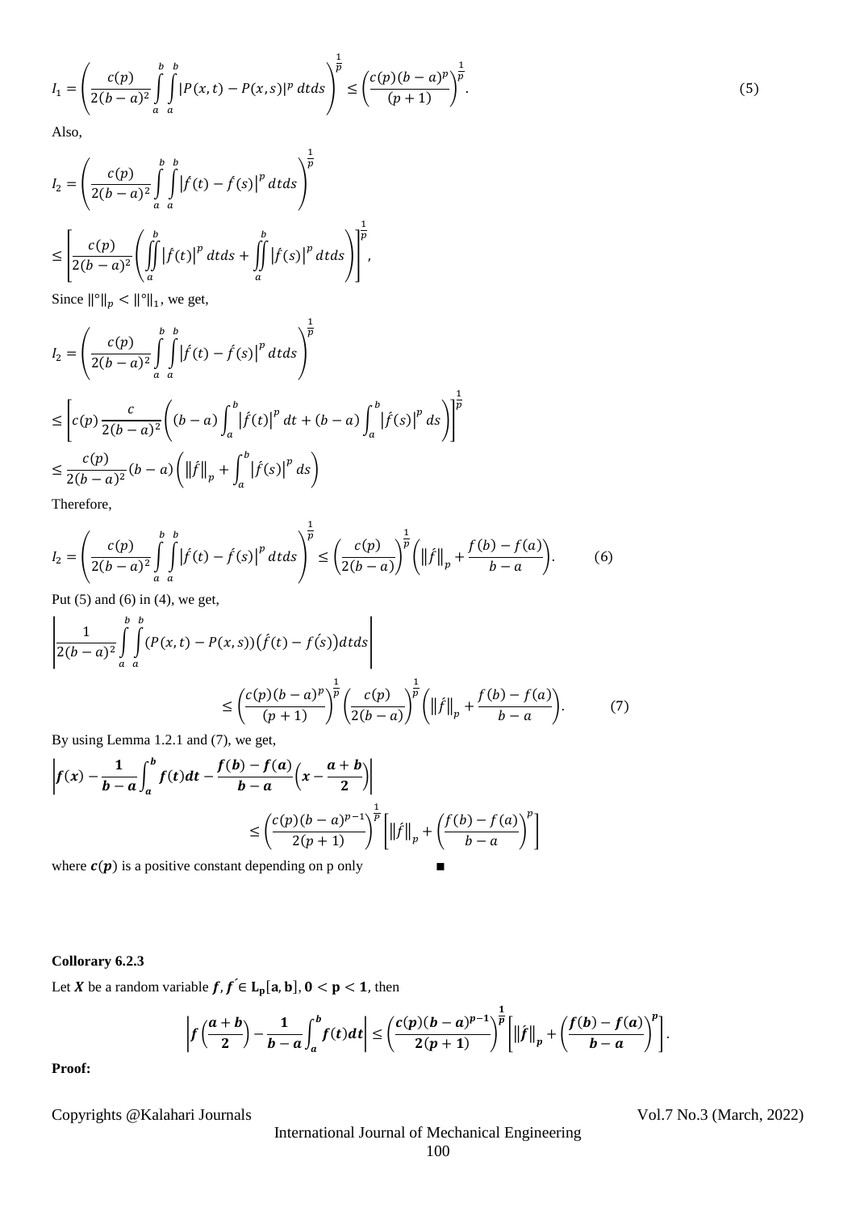$$I_1 = \left( \frac{c(p)}{2(b-a)^2} \int_a^b \int_a^b |P(x,t) - P(x,s)|^p \, dtds \right)^{\frac{1}{p}} \leq \left( \frac{c(p)(b-a)^p}{(p+1)} \right)^{\frac{1}{p}}. \tag{5}$$

Also,

$$I_2 = \left( \frac{c(p)}{2(b-a)^2} \int_a^b \int_a^b \left| \acute{f}(t) - \acute{f}(s) \right|^p dtds \right)^{\frac{1}{p}}$$

$$\leq \left[ \frac{c(p)}{2(b-a)^2} \left( \iint_a^b \left| \acute{f}(t) \right|^p dtds + \iint_a^b \left| \acute{f}(s) \right|^p dtds \right) \right]^{\frac{1}{p}},$$

Since $\|\circ\|_p < \|\circ\|_1$, we get,

$$I_2 = \left( \frac{c(p)}{2(b-a)^2} \int_a^b \int_a^b \left| \acute{f}(t) - \acute{f}(s) \right|^p dtds \right)^{\frac{1}{p}}$$

$$\leq \left[ c(p) \frac{c}{2(b-a)^2} \left( (b-a) \int_a^b \left| \acute{f}(t) \right|^p dt + (b-a) \int_a^b \left| \acute{f}(s) \right|^p ds \right) \right]^{\frac{1}{p}}$$

$$\leq \frac{c(p)}{2(b-a)^2} (b-a) \left( \left\| \acute{f} \right\|_p + \int_a^b \left| \acute{f}(s) \right|^p ds \right)$$

Therefore,

$$I_2 = \left( \frac{c(p)}{2(b-a)^2} \int_a^b \int_a^b \left| \acute{f}(t) - \acute{f}(s) \right|^p dtds \right)^{\frac{1}{p}} \leq \left( \frac{c(p)}{2(b-a)} \right)^{\frac{1}{p}} \left( \left\| \acute{f} \right\|_p + \frac{f(b) - f(a)}{b-a} \right). \tag{6}$$

Put (5) and (6) in (4), we get,

$$\left| \frac{1}{2(b-a)^2} \int_a^b \int_a^b (P(x,t) - P(x,s)) \left( \acute{f}(t) - \acute{f}(s) \right) dtds \right|$$

$$\leq \left( \frac{c(p)(b-a)^p}{(p+1)} \right)^{\frac{1}{p}} \left( \frac{c(p)}{2(b-a)} \right)^{\frac{1}{p}} \left( \left\| \acute{f} \right\|_p + \frac{f(b) - f(a)}{b-a} \right). \tag{7}$$

By using Lemma 1.2.1 and (7), we get,

$$\left| \boldsymbol{f(x) - \frac{1}{b-a} \int_a^b f(t) dt - \frac{f(b) - f(a)}{b-a} \left( x - \frac{a+b}{2} \right)} \right|$$

$$\leq \left( \frac{c(p)(b-a)^{p-1}}{2(p+1)} \right)^{\frac{1}{p}} \left[ \left\| \acute{f} \right\|_p + \left( \frac{f(b) - f(a)}{b-a} \right)^p \right]$$

where $\boldsymbol{c(p)}$ is a positive constant depending on p only ■

**Collorary 6.2.3**

Let $\boldsymbol{X}$ be a random variable $\boldsymbol{f, \acute{f} \in L_p[a,b], 0 < p < 1}$, then

$$\left| \boldsymbol{f\left( \frac{a+b}{2} \right) - \frac{1}{b-a} \int_a^b f(t) dt} \right| \leq \left( \boldsymbol{\frac{c(p)(b-a)^{p-1}}{2(p+1)}} \right)^{\frac{1}{p}} \left[ \left\| \acute{f} \right\|_p + \left( \boldsymbol{\frac{f(b) - f(a)}{b-a}} \right)^p \right].$$

**Proof:**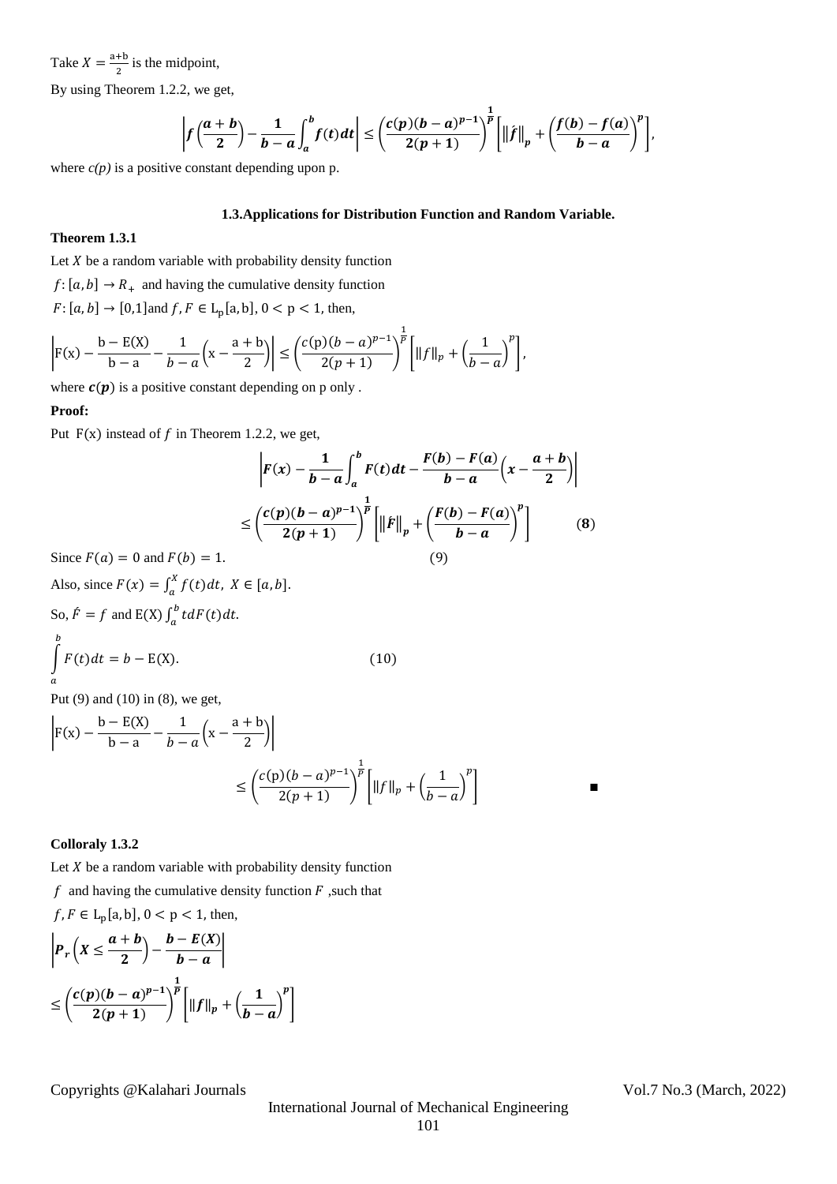Take $X = \frac{a+b}{2}$ is the midpoint,

By using Theorem 1.2.2, we get,

$$\left| f\left(\frac{a+b}{2}\right) - \frac{1}{b-a}\int_a^b f(t)dt \right| \le \left(\frac{c(p)(b-a)^{p-1}}{2(p+1)}\right)^{\frac{1}{p}} \left[ \left\| \acute{f} \right\|_p + \left(\frac{f(b)-f(a)}{b-a}\right)^p \right],$$

where *c(p)* is a positive constant depending upon p.

### 1.3.Applications for Distribution Function and Random Variable.

**Theorem 1.3.1**

Let $X$ be a random variable with probability density function

$f:[a,b] \to R_+$ and having the cumulative density function

$F:[a,b] \to [0,1]$and $f, F \in L_p[a,b]$, $0 < p < 1$, then,

$$\left| F(x) - \frac{b - E(X)}{b-a} - \frac{1}{b-a}\left(x - \frac{a+b}{2}\right) \right| \le \left(\frac{c(p)(b-a)^{p-1}}{2(p+1)}\right)^{\frac{1}{p}} \left[ \|f\|_p + \left(\frac{1}{b-a}\right)^p \right],$$

where $c(p)$ is a positive constant depending on p only .

**Proof:**

Put F(x) instead of $f$ in Theorem 1.2.2, we get,

$$\left| F(x) - \frac{1}{b-a}\int_a^b F(t)dt - \frac{F(b)-F(a)}{b-a}\left(x - \frac{a+b}{2}\right) \right|$$
$$\le \left(\frac{c(p)(b-a)^{p-1}}{2(p+1)}\right)^{\frac{1}{p}} \left[ \left\| \acute{F} \right\|_p + \left(\frac{F(b)-F(a)}{b-a}\right)^p \right] \qquad (8)$$

Since $F(a) = 0$ and $F(b) = 1$. (9)

Also, since $F(x) = \int_a^X f(t)dt,\ X \in [a,b]$.

So, $\acute{F} = f$ and E(X) $\int_a^b t dF(t) dt$.

$$\int_a^b F(t)dt = b - E(X). \qquad (10)$$

Put (9) and (10) in (8), we get,

$$\left| F(x) - \frac{b - E(X)}{b-a} - \frac{1}{b-a}\left(x - \frac{a+b}{2}\right) \right|$$
$$\le \left(\frac{c(p)(b-a)^{p-1}}{2(p+1)}\right)^{\frac{1}{p}} \left[ \|f\|_p + \left(\frac{1}{b-a}\right)^p \right] \qquad \blacksquare$$

**Colloraly 1.3.2**

Let $X$ be a random variable with probability density function

$f$ and having the cumulative density function $F$ ,such that

$f, F \in L_p[a,b]$, $0 < p < 1$, then,

$$\left| P_r\left(X \le \frac{a+b}{2}\right) - \frac{b - E(X)}{b-a} \right|$$
$$\le \left(\frac{c(p)(b-a)^{p-1}}{2(p+1)}\right)^{\frac{1}{p}} \left[ \|f\|_p + \left(\frac{1}{b-a}\right)^p \right]$$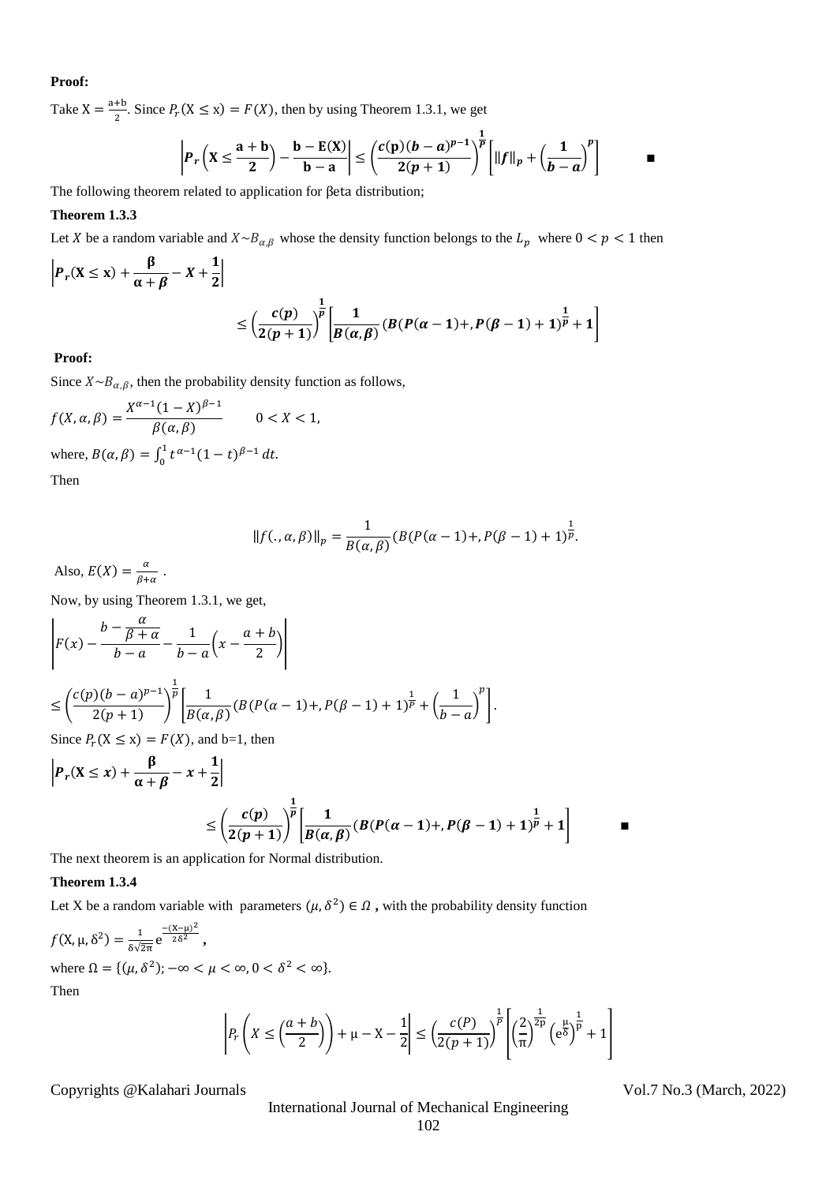**Proof:**

Take $X = \frac{a+b}{2}$. Since $P_r(X \le x) = F(X)$, then by using Theorem 1.3.1, we get

$$\left| \boldsymbol{P_r\left(X \le \frac{a+b}{2}\right) - \frac{b - E(X)}{b - a}} \right| \le \left( \frac{c(p)(b-a)^{p-1}}{2(p+1)} \right)^{\frac{1}{p}} \left[ \|f\|_p + \left( \frac{1}{b-a} \right)^p \right] \qquad \blacksquare$$

The following theorem related to application for βeta distribution;

**Theorem 1.3.3**

Let $X$ be a random variable and $X \sim B_{\alpha,\beta}$ whose the density function belongs to the $L_p$ where $0 < p < 1$ then

$$\left| \boldsymbol{P_r(X \le x) + \frac{\beta}{\alpha+\beta} - X + \frac{1}{2}} \right|$$

$$\le \left( \frac{c(p)}{2(p+1)} \right)^{\frac{1}{p}} \left[ \frac{1}{B(\alpha,\beta)} (B(P(\alpha-1)+, P(\beta-1)+1)^{\frac{1}{p}} + 1 \right]$$

**Proof:**

Since $X \sim B_{\alpha,\beta}$, then the probability density function as follows,

$$f(X,\alpha,\beta) = \frac{X^{\alpha-1}(1-X)^{\beta-1}}{\beta(\alpha,\beta)} \qquad 0 < X < 1,$$

where, $B(\alpha,\beta) = \int_0^1 t^{\alpha-1}(1-t)^{\beta-1}\,dt$.

Then

$$\|f(.,\alpha,\beta)\|_p = \frac{1}{B(\alpha,\beta)} (B(P(\alpha-1)+, P(\beta-1)+1)^{\frac{1}{p}}.$$

Also, $E(X) = \frac{\alpha}{\beta+\alpha}$ .

Now, by using Theorem 1.3.1, we get,

$$\left| F(x) - \frac{b - \frac{\alpha}{\beta+\alpha}}{b-a} - \frac{1}{b-a}\left(x - \frac{a+b}{2}\right) \right|$$

$$\le \left( \frac{c(p)(b-a)^{p-1}}{2(p+1)} \right)^{\frac{1}{p}} \left[ \frac{1}{B(\alpha,\beta)} (B(P(\alpha-1)+, P(\beta-1)+1)^{\frac{1}{p}} + \left(\frac{1}{b-a}\right)^p \right].$$

Since $P_r(X \le x) = F(X)$, and b=1, then

$$\left| \boldsymbol{P_r(X \le x) + \frac{\beta}{\alpha+\beta} - x + \frac{1}{2}} \right|$$

$$\le \left( \frac{c(p)}{2(p+1)} \right)^{\frac{1}{p}} \left[ \frac{1}{B(\alpha,\beta)} (B(P(\alpha-1)+, P(\beta-1)+1)^{\frac{1}{p}} + 1 \right] \qquad \blacksquare$$

The next theorem is an application for Normal distribution.

**Theorem 1.3.4**

Let X be a random variable with parameters $(\mu, \delta^2) \in \Omega$ **,** with the probability density function

$$f(X,\mu,\delta^2) = \frac{1}{\delta\sqrt{2\pi}} e^{\frac{-(X-\mu)^2}{2\delta^2}} \,,$$

where $\Omega = \{(\mu,\delta^2); -\infty < \mu < \infty, 0 < \delta^2 < \infty\}$.

Then

$$\left| P_r\left( X \le \left(\frac{a+b}{2}\right) \right) + \mu - X - \frac{1}{2} \right| \le \left( \frac{c(P)}{2(p+1)} \right)^{\frac{1}{p}} \left[ \left(\frac{2}{\pi}\right)^{\frac{1}{2p}} \left(e^{\frac{\mu}{\delta}}\right)^{\frac{1}{p}} + 1 \right]$$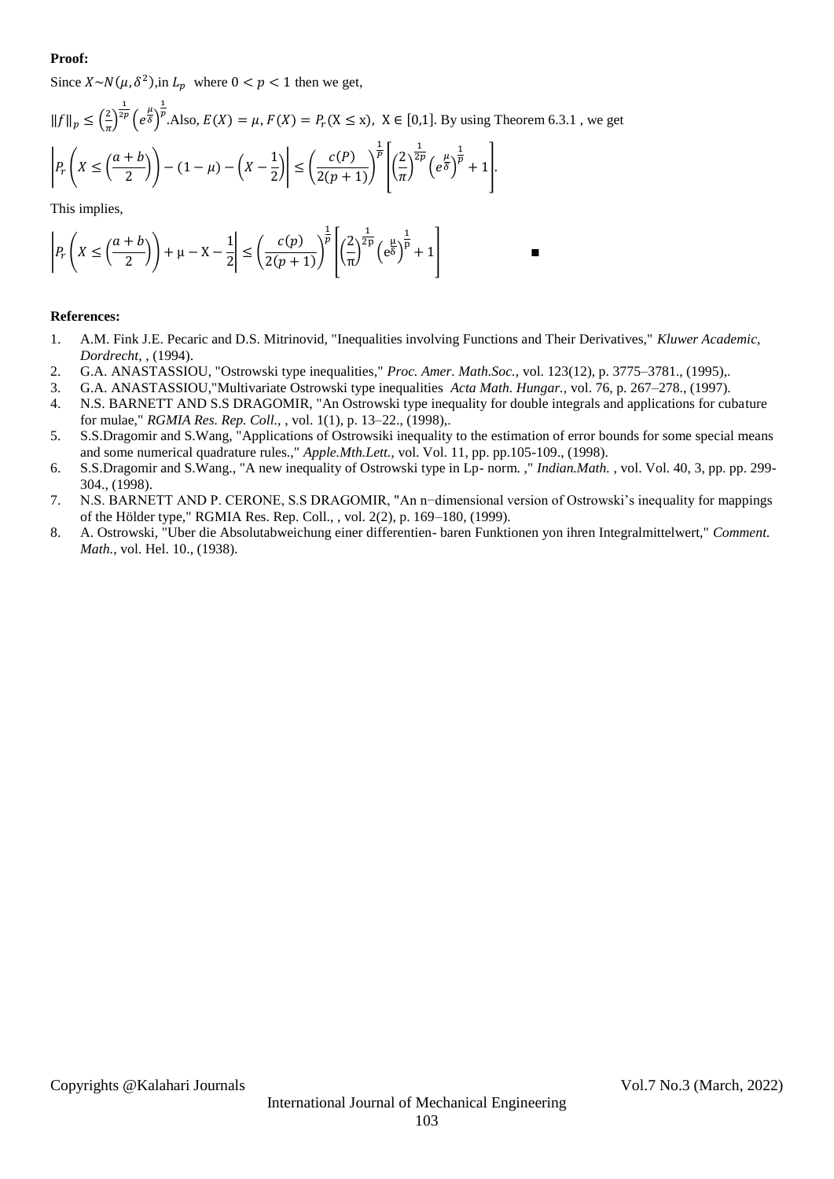**Proof:**

Since $X \sim N(\mu, \delta^2)$,in $L_p$ where $0 < p < 1$ then we get,

$\|f\|_p \leq \left(\frac{2}{\pi}\right)^{\frac{1}{2p}} \left(e^{\frac{\mu}{\delta}}\right)^{\frac{1}{p}}$.Also, $E(X) = \mu$, $F(X) = P_r(\mathrm{X} \leq \mathrm{x})$, $\mathrm{X} \in [0,1]$. By using Theorem 6.3.1 , we get

$$\left| P_r\left(X \leq \left(\frac{a+b}{2}\right)\right) - (1-\mu) - \left(X - \frac{1}{2}\right) \right| \leq \left(\frac{c(P)}{2(p+1)}\right)^{\frac{1}{p}} \left[ \left(\frac{2}{\pi}\right)^{\frac{1}{2p}} \left(e^{\frac{\mu}{\delta}}\right)^{\frac{1}{p}} + 1 \right].$$

This implies,

$$\left| P_r\left(X \leq \left(\frac{a+b}{2}\right)\right) + \mu - \mathrm{X} - \frac{1}{2} \right| \leq \left(\frac{c(p)}{2(p+1)}\right)^{\frac{1}{p}} \left[ \left(\frac{2}{\pi}\right)^{\frac{1}{2p}} \left(e^{\frac{\mu}{\delta}}\right)^{\frac{1}{p}} + 1 \right] \quad \blacksquare$$

**References:**

1. A.M. Fink J.E. Pecaric and D.S. Mitrinovid, "Inequalities involving Functions and Their Derivatives," *Kluwer Academic, Dordrecht*, , (1994).
2. G.A. ANASTASSIOU, "Ostrowski type inequalities," *Proc. Amer. Math.Soc.*, vol. 123(12), p. 3775–3781., (1995),.
3. G.A. ANASTASSIOU,"Multivariate Ostrowski type inequalities *Acta Math. Hungar.*, vol. 76, p. 267–278., (1997).
4. N.S. BARNETT AND S.S DRAGOMIR, "An Ostrowski type inequality for double integrals and applications for cubature for mulae," *RGMIA Res. Rep. Coll.*, , vol. 1(1), p. 13–22., (1998),.
5. S.S.Dragomir and S.Wang, "Applications of Ostrowsiki inequality to the estimation of error bounds for some special means and some numerical quadrature rules.," *Apple.Mth.Lett.*, vol. Vol. 11, pp. pp.105-109., (1998).
6. S.S.Dragomir and S.Wang., "A new inequality of Ostrowski type in Lp- norm. ," *Indian.Math.* , vol. Vol. 40, 3, pp. pp. 299-304., (1998).
7. N.S. BARNETT AND P. CERONE, S.S DRAGOMIR, "An n−dimensional version of Ostrowski's inequality for mappings of the Hölder type," RGMIA Res. Rep. Coll., , vol. 2(2), p. 169–180, (1999).
8. A. Ostrowski, "Uber die Absolutabweichung einer differentien- baren Funktionen yon ihren Integralmittelwert," *Comment. Math.*, vol. Hel. 10., (1938).